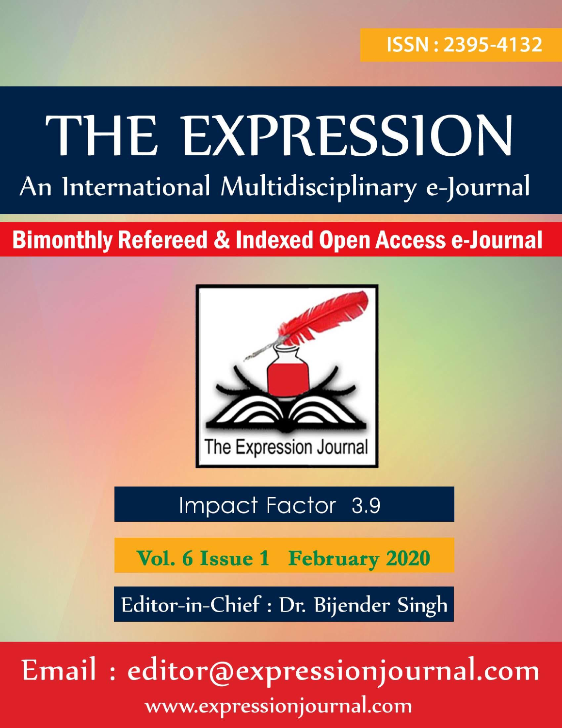ISSN : 2395-4132

# THE EXPRESSION

## An International Multidisciplinary e-Journal

**Bimonthly Refereed & Indexed Open Access e-Journal**

The Expression Journal

Impact Factor 3.9

**Vol. 6 Issue 1 February 2020**

Editor-in-Chief : Dr. Bijender Singh

Email : editor@expressionjournal.com

www.expressionjournal.com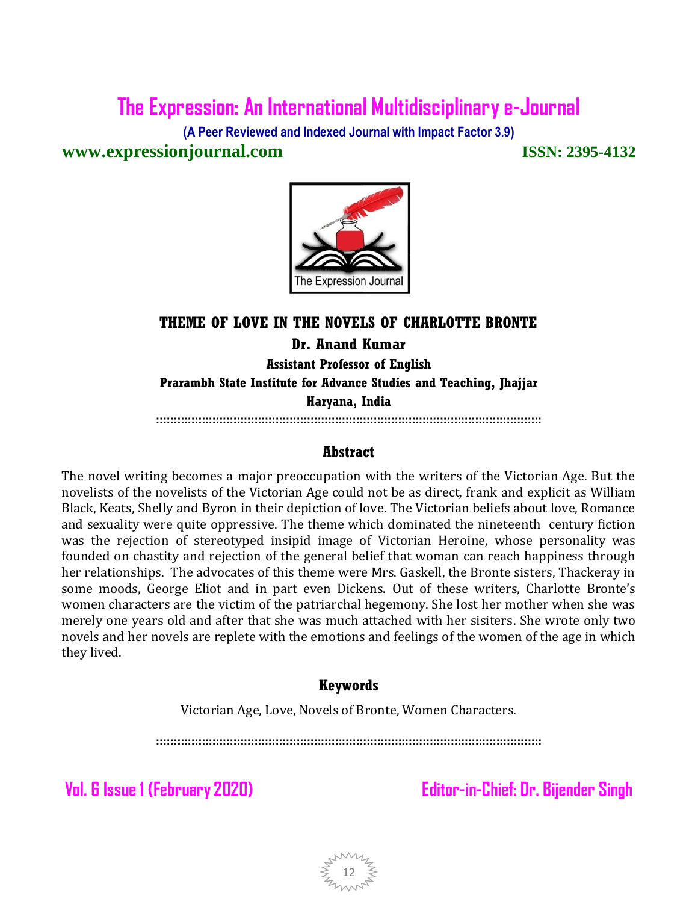# THEME OF LOVE IN THE NOVELS OF CHARLOTTE BRONTE

**Dr. Anand Kumar**

**Assistant Professor of English**

**Prarambh State Institute for Advance Studies and Teaching, Jhajjar**

**Haryana, India**

## Abstract

The novel writing becomes a major preoccupation with the writers of the Victorian Age. But the novelists of the novelists of the Victorian Age could not be as direct, frank and explicit as William Black, Keats, Shelly and Byron in their depiction of love. The Victorian beliefs about love, Romance and sexuality were quite oppressive. The theme which dominated the nineteenth century fiction was the rejection of stereotyped insipid image of Victorian Heroine, whose personality was founded on chastity and rejection of the general belief that woman can reach happiness through her relationships. The advocates of this theme were Mrs. Gaskell, the Bronte sisters, Thackeray in some moods, George Eliot and in part even Dickens. Out of these writers, Charlotte Bronte's women characters are the victim of the patriarchal hegemony. She lost her mother when she was merely one years old and after that she was much attached with her sisiters. She wrote only two novels and her novels are replete with the emotions and feelings of the women of the age in which they lived.

## Keywords

Victorian Age, Love, Novels of Bronte, Women Characters.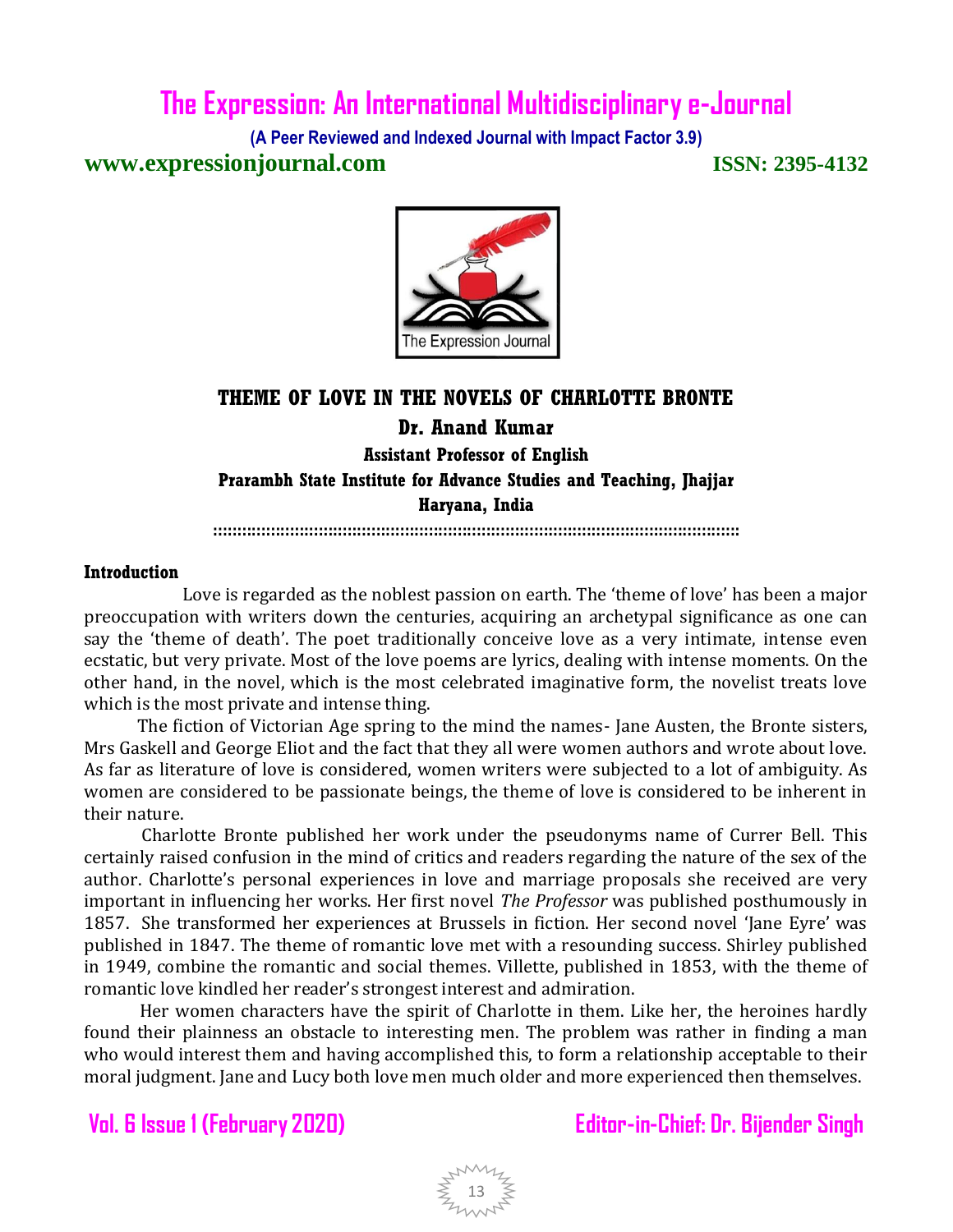# THEME OF LOVE IN THE NOVELS OF CHARLOTTE BRONTE

**Dr. Anand Kumar**

**Assistant Professor of English**

**Prarambh State Institute for Advance Studies and Teaching, Jhajjar**

**Haryana, India**

## Introduction

Love is regarded as the noblest passion on earth. The 'theme of love' has been a major preoccupation with writers down the centuries, acquiring an archetypal significance as one can say the 'theme of death'. The poet traditionally conceive love as a very intimate, intense even ecstatic, but very private. Most of the love poems are lyrics, dealing with intense moments. On the other hand, in the novel, which is the most celebrated imaginative form, the novelist treats love which is the most private and intense thing.

The fiction of Victorian Age spring to the mind the names- Jane Austen, the Bronte sisters, Mrs Gaskell and George Eliot and the fact that they all were women authors and wrote about love. As far as literature of love is considered, women writers were subjected to a lot of ambiguity. As women are considered to be passionate beings, the theme of love is considered to be inherent in their nature.

Charlotte Bronte published her work under the pseudonyms name of Currer Bell. This certainly raised confusion in the mind of critics and readers regarding the nature of the sex of the author. Charlotte's personal experiences in love and marriage proposals she received are very important in influencing her works. Her first novel *The Professor* was published posthumously in 1857. She transformed her experiences at Brussels in fiction. Her second novel 'Jane Eyre' was published in 1847. The theme of romantic love met with a resounding success. Shirley published in 1949, combine the romantic and social themes. Villette, published in 1853, with the theme of romantic love kindled her reader's strongest interest and admiration.

Her women characters have the spirit of Charlotte in them. Like her, the heroines hardly found their plainness an obstacle to interesting men. The problem was rather in finding a man who would interest them and having accomplished this, to form a relationship acceptable to their moral judgment. Jane and Lucy both love men much older and more experienced then themselves.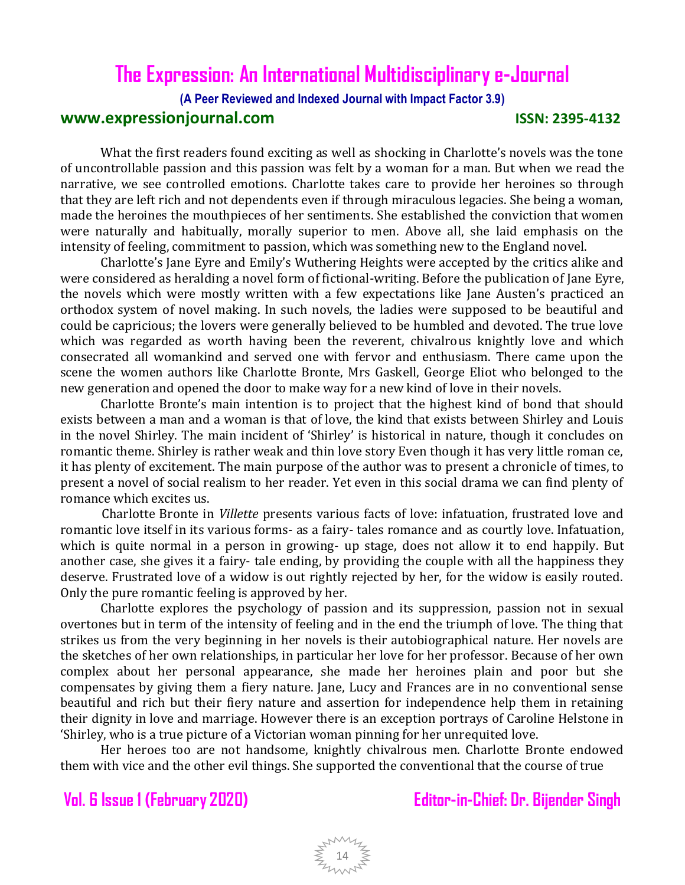What the first readers found exciting as well as shocking in Charlotte's novels was the tone of uncontrollable passion and this passion was felt by a woman for a man. But when we read the narrative, we see controlled emotions. Charlotte takes care to provide her heroines so through that they are left rich and not dependents even if through miraculous legacies. She being a woman, made the heroines the mouthpieces of her sentiments. She established the conviction that women were naturally and habitually, morally superior to men. Above all, she laid emphasis on the intensity of feeling, commitment to passion, which was something new to the England novel.

Charlotte's Jane Eyre and Emily's Wuthering Heights were accepted by the critics alike and were considered as heralding a novel form of fictional-writing. Before the publication of Jane Eyre, the novels which were mostly written with a few expectations like Jane Austen's practiced an orthodox system of novel making. In such novels, the ladies were supposed to be beautiful and could be capricious; the lovers were generally believed to be humbled and devoted. The true love which was regarded as worth having been the reverent, chivalrous knightly love and which consecrated all womankind and served one with fervor and enthusiasm. There came upon the scene the women authors like Charlotte Bronte, Mrs Gaskell, George Eliot who belonged to the new generation and opened the door to make way for a new kind of love in their novels.

Charlotte Bronte's main intention is to project that the highest kind of bond that should exists between a man and a woman is that of love, the kind that exists between Shirley and Louis in the novel Shirley. The main incident of 'Shirley' is historical in nature, though it concludes on romantic theme. Shirley is rather weak and thin love story Even though it has very little roman ce, it has plenty of excitement. The main purpose of the author was to present a chronicle of times, to present a novel of social realism to her reader. Yet even in this social drama we can find plenty of romance which excites us.

Charlotte Bronte in *Villette* presents various facts of love: infatuation, frustrated love and romantic love itself in its various forms- as a fairy- tales romance and as courtly love. Infatuation, which is quite normal in a person in growing- up stage, does not allow it to end happily. But another case, she gives it a fairy- tale ending, by providing the couple with all the happiness they deserve. Frustrated love of a widow is out rightly rejected by her, for the widow is easily routed. Only the pure romantic feeling is approved by her.

Charlotte explores the psychology of passion and its suppression, passion not in sexual overtones but in term of the intensity of feeling and in the end the triumph of love. The thing that strikes us from the very beginning in her novels is their autobiographical nature. Her novels are the sketches of her own relationships, in particular her love for her professor. Because of her own complex about her personal appearance, she made her heroines plain and poor but she compensates by giving them a fiery nature. Jane, Lucy and Frances are in no conventional sense beautiful and rich but their fiery nature and assertion for independence help them in retaining their dignity in love and marriage. However there is an exception portrays of Caroline Helstone in 'Shirley, who is a true picture of a Victorian woman pinning for her unrequited love.

Her heroes too are not handsome, knightly chivalrous men. Charlotte Bronte endowed them with vice and the other evil things. She supported the conventional that the course of true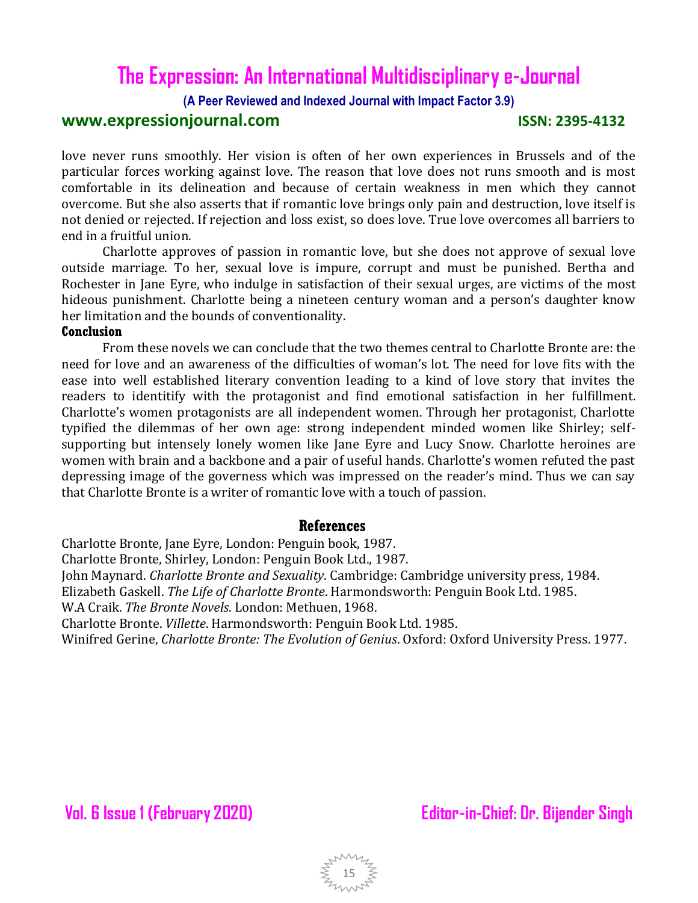love never runs smoothly. Her vision is often of her own experiences in Brussels and of the particular forces working against love. The reason that love does not runs smooth and is most comfortable in its delineation and because of certain weakness in men which they cannot overcome. But she also asserts that if romantic love brings only pain and destruction, love itself is not denied or rejected. If rejection and loss exist, so does love. True love overcomes all barriers to end in a fruitful union.

Charlotte approves of passion in romantic love, but she does not approve of sexual love outside marriage. To her, sexual love is impure, corrupt and must be punished. Bertha and Rochester in Jane Eyre, who indulge in satisfaction of their sexual urges, are victims of the most hideous punishment. Charlotte being a nineteen century woman and a person's daughter know her limitation and the bounds of conventionality.

**Conclusion**

From these novels we can conclude that the two themes central to Charlotte Bronte are: the need for love and an awareness of the difficulties of woman's lot. The need for love fits with the ease into well established literary convention leading to a kind of love story that invites the readers to identitify with the protagonist and find emotional satisfaction in her fulfillment. Charlotte's women protagonists are all independent women. Through her protagonist, Charlotte typified the dilemmas of her own age: strong independent minded women like Shirley; self-supporting but intensely lonely women like Jane Eyre and Lucy Snow. Charlotte heroines are women with brain and a backbone and a pair of useful hands. Charlotte's women refuted the past depressing image of the governess which was impressed on the reader's mind. Thus we can say that Charlotte Bronte is a writer of romantic love with a touch of passion.

## References

Charlotte Bronte, Jane Eyre, London: Penguin book, 1987.

Charlotte Bronte, Shirley, London: Penguin Book Ltd., 1987.

John Maynard. *Charlotte Bronte and Sexuality*. Cambridge: Cambridge university press, 1984.

Elizabeth Gaskell. *The Life of Charlotte Bronte*. Harmondsworth: Penguin Book Ltd. 1985.

W.A Craik. *The Bronte Novels*. London: Methuen, 1968.

Charlotte Bronte. *Villette*. Harmondsworth: Penguin Book Ltd. 1985.

Winifred Gerine, *Charlotte Bronte: The Evolution of Genius*. Oxford: Oxford University Press. 1977.